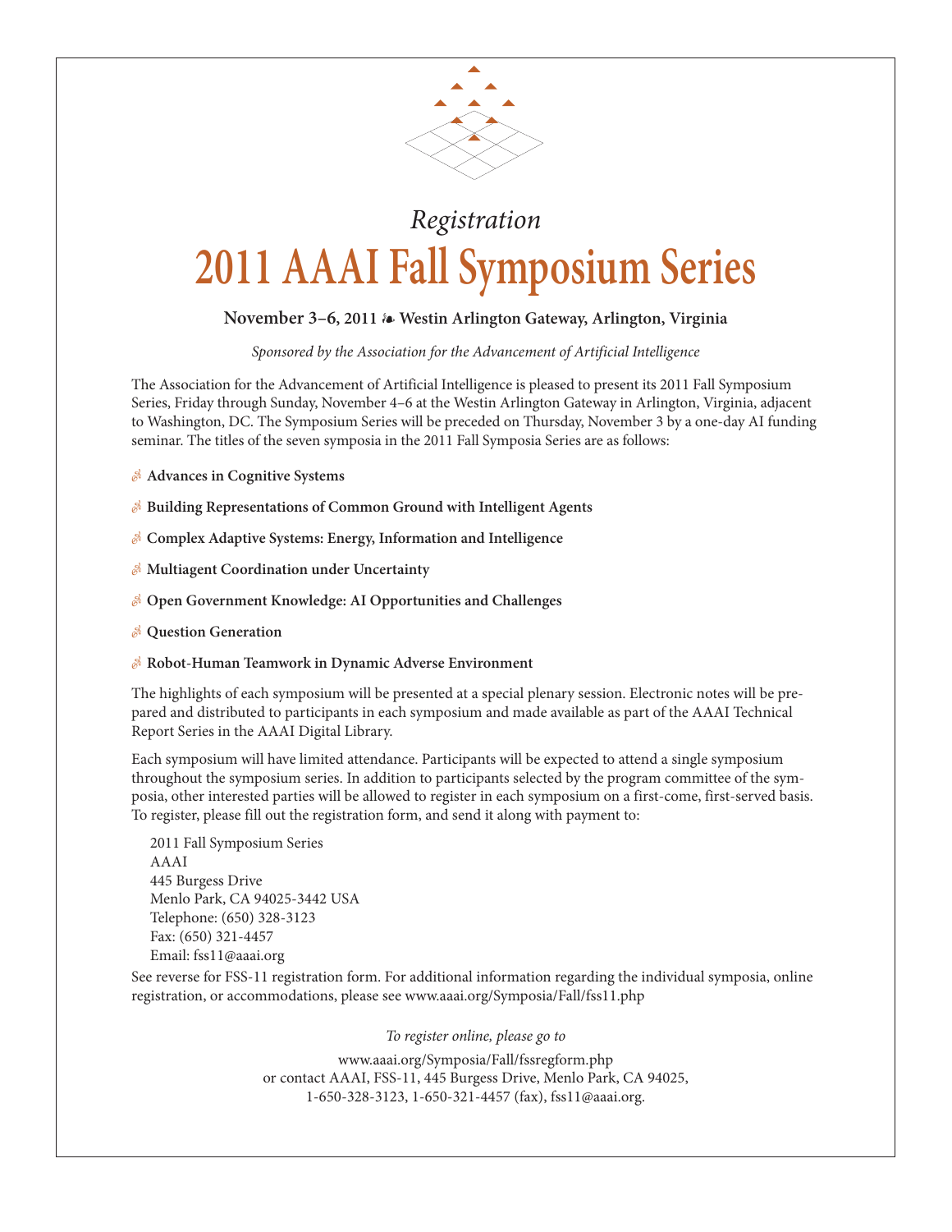*Registration*

# 2011 AAAI Fall Symposium Series

**November 3–6, 2011 ❧ Westin Arlington Gateway, Arlington, Virginia**

*Sponsored by the Association for the Advancement of Artificial Intelligence*

The Association for the Advancement of Artificial Intelligence is pleased to present its 2011 Fall Symposium Series, Friday through Sunday, November 4–6 at the Westin Arlington Gateway in Arlington, Virginia, adjacent to Washington, DC. The Symposium Series will be preceded on Thursday, November 3 by a one-day AI funding seminar. The titles of the seven symposia in the 2011 Fall Symposia Series are as follows:

- **Advances in Cognitive Systems**
- **Building Representations of Common Ground with Intelligent Agents**
- **Complex Adaptive Systems: Energy, Information and Intelligence**
- **Multiagent Coordination under Uncertainty**
- **Open Government Knowledge: AI Opportunities and Challenges**
- **Question Generation**
- **Robot-Human Teamwork in Dynamic Adverse Environment**

The highlights of each symposium will be presented at a special plenary session. Electronic notes will be prepared and distributed to participants in each symposium and made available as part of the AAAI Technical Report Series in the AAAI Digital Library.

Each symposium will have limited attendance. Participants will be expected to attend a single symposium throughout the symposium series. In addition to participants selected by the program committee of the symposia, other interested parties will be allowed to register in each symposium on a first-come, first-served basis. To register, please fill out the registration form, and send it along with payment to:

2011 Fall Symposium Series
AAAI
445 Burgess Drive
Menlo Park, CA 94025-3442 USA
Telephone: (650) 328-3123
Fax: (650) 321-4457
Email: fss11@aaai.org

See reverse for FSS-11 registration form. For additional information regarding the individual symposia, online registration, or accommodations, please see www.aaai.org/Symposia/Fall/fss11.php

*To register online, please go to*

www.aaai.org/Symposia/Fall/fssregform.php
or contact AAAI, FSS-11, 445 Burgess Drive, Menlo Park, CA 94025,
1-650-328-3123, 1-650-321-4457 (fax), fss11@aaai.org.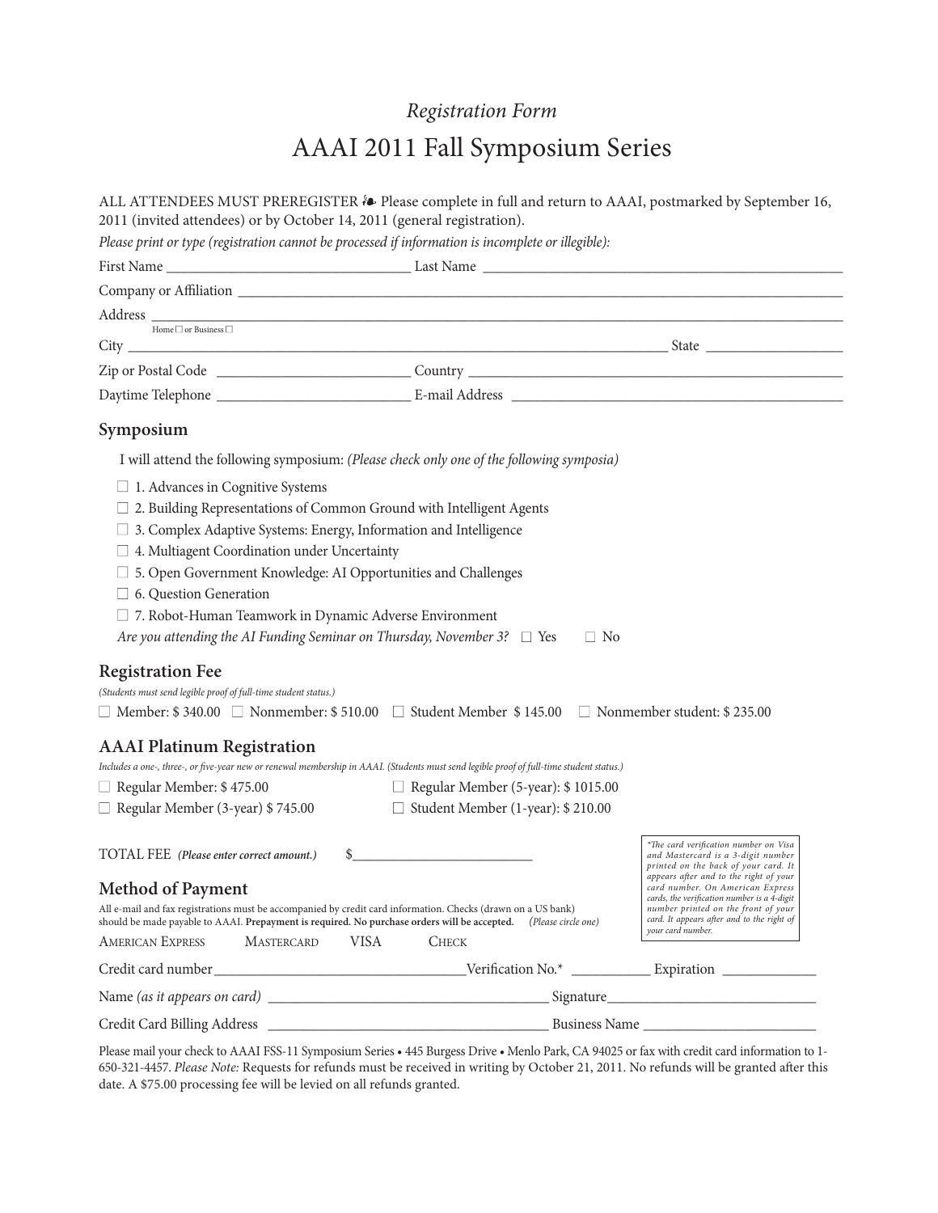*Registration Form*

# AAAI 2011 Fall Symposium Series

ALL ATTENDEES MUST PREREGISTER ❧ Please complete in full and return to AAAI, postmarked by September 16, 2011 (invited attendees) or by October 14, 2011 (general registration).

*Please print or type (registration cannot be processed if information is incomplete or illegible):*

First Name ______________________________ Last Name ______________________________

Company or Affiliation ____________________________________________________________

Address ____________________________________________________________
Home ☐ or Business ☐

City ______________________________ State ______________

Zip or Postal Code ______________________ Country ______________________________

Daytime Telephone ______________________ E-mail Address ______________________________

## Symposium

I will attend the following symposium: *(Please check only one of the following symposia)*

- ☐ 1. Advances in Cognitive Systems
- ☐ 2. Building Representations of Common Ground with Intelligent Agents
- ☐ 3. Complex Adaptive Systems: Energy, Information and Intelligence
- ☐ 4. Multiagent Coordination under Uncertainty
- ☐ 5. Open Government Knowledge: AI Opportunities and Challenges
- ☐ 6. Question Generation
- ☐ 7. Robot-Human Teamwork in Dynamic Adverse Environment

*Are you attending the AI Funding Seminar on Thursday, November 3?* ☐ Yes ☐ No

## Registration Fee

*(Students must send legible proof of full-time student status.)*

☐ Member: $ 340.00 ☐ Nonmember: $ 510.00 ☐ Student Member $ 145.00 ☐ Nonmember student: $ 235.00

## AAAI Platinum Registration

*Includes a one-, three-, or five-year new or renewal membership in AAAI. (Students must send legible proof of full-time student status.)*

☐ Regular Member: $ 475.00 ☐ Regular Member (5-year): $ 1015.00

☐ Regular Member (3-year) $ 745.00 ☐ Student Member (1-year): $ 210.00

TOTAL FEE *(Please enter correct amount.)* $______________________

## Method of Payment

All e-mail and fax registrations must be accompanied by credit card information. Checks (drawn on a US bank) should be made payable to AAAI. **Prepayment is required. No purchase orders will be accepted.** *(Please circle one)*

AMERICAN EXPRESS MASTERCARD VISA CHECK

*\*The card verification number on Visa and Mastercard is a 3-digit number printed on the back of your card. It appears after and to the right of your card number. On American Express cards, the verification number is a 4-digit number printed on the front of your card. It appears after and to the right of your card number.*

Credit card number ______________________ Verification No.* __________ Expiration __________

Name *(as it appears on card)* ______________________ Signature ______________________

Credit Card Billing Address ______________________ Business Name ______________________

Please mail your check to AAAI FSS-11 Symposium Series • 445 Burgess Drive • Menlo Park, CA 94025 or fax with credit card information to 1-650-321-4457. *Please Note:* Requests for refunds must be received in writing by October 21, 2011. No refunds will be granted after this date. A $75.00 processing fee will be levied on all refunds granted.